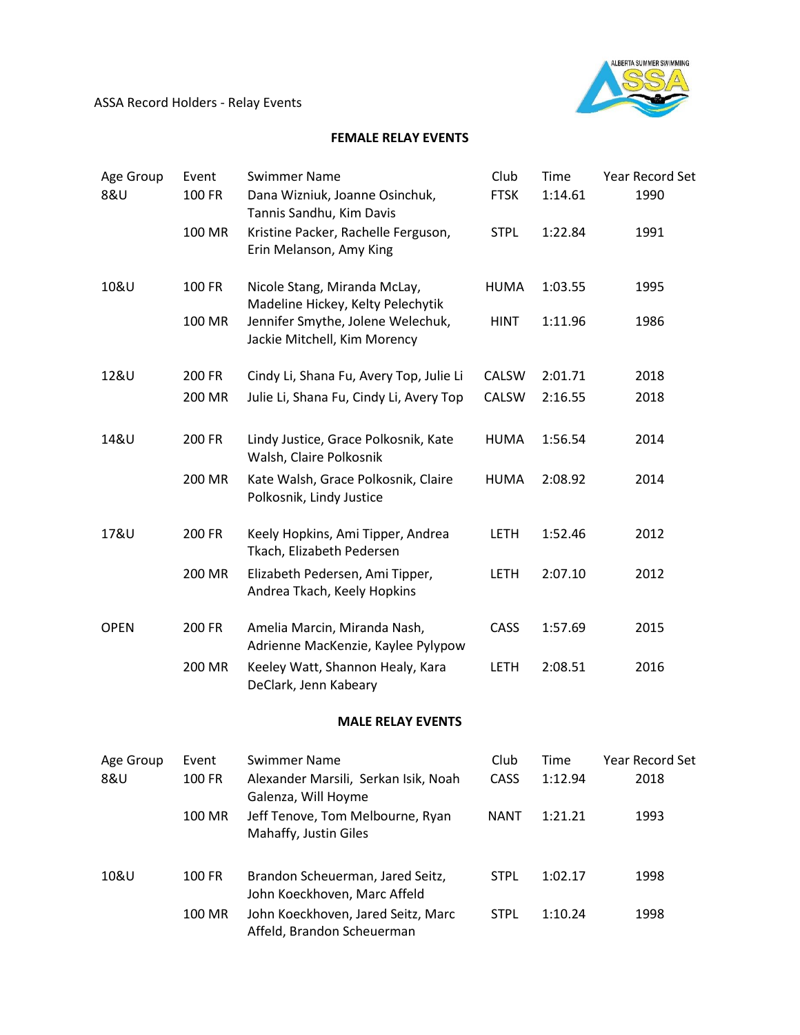ASSA Record Holders - Relay Events

## FEMALE RELAY EVENTS

| Age Group | Event | Swimmer Name | Club | Time | Year Record Set |
|---|---|---|---|---|---|
| 8&U | 100 FR | Dana Wizniuk, Joanne Osinchuk, Tannis Sandhu, Kim Davis | FTSK | 1:14.61 | 1990 |
| | 100 MR | Kristine Packer, Rachelle Ferguson, Erin Melanson, Amy King | STPL | 1:22.84 | 1991 |
| 10&U | 100 FR | Nicole Stang, Miranda McLay, Madeline Hickey, Kelty Pelechytik | HUMA | 1:03.55 | 1995 |
| | 100 MR | Jennifer Smythe, Jolene Welechuk, Jackie Mitchell, Kim Morency | HINT | 1:11.96 | 1986 |
| 12&U | 200 FR | Cindy Li, Shana Fu, Avery Top, Julie Li | CALSW | 2:01.71 | 2018 |
| | 200 MR | Julie Li, Shana Fu, Cindy Li, Avery Top | CALSW | 2:16.55 | 2018 |
| 14&U | 200 FR | Lindy Justice, Grace Polkosnik, Kate Walsh, Claire Polkosnik | HUMA | 1:56.54 | 2014 |
| | 200 MR | Kate Walsh, Grace Polkosnik, Claire Polkosnik, Lindy Justice | HUMA | 2:08.92 | 2014 |
| 17&U | 200 FR | Keely Hopkins, Ami Tipper, Andrea Tkach, Elizabeth Pedersen | LETH | 1:52.46 | 2012 |
| | 200 MR | Elizabeth Pedersen, Ami Tipper, Andrea Tkach, Keely Hopkins | LETH | 2:07.10 | 2012 |
| OPEN | 200 FR | Amelia Marcin, Miranda Nash, Adrienne MacKenzie, Kaylee Pylypow | CASS | 1:57.69 | 2015 |
| | 200 MR | Keeley Watt, Shannon Healy, Kara DeClark, Jenn Kabeary | LETH | 2:08.51 | 2016 |

## MALE RELAY EVENTS

| Age Group | Event | Swimmer Name | Club | Time | Year Record Set |
|---|---|---|---|---|---|
| 8&U | 100 FR | Alexander Marsili, Serkan Isik, Noah Galenza, Will Hoyme | CASS | 1:12.94 | 2018 |
| | 100 MR | Jeff Tenove, Tom Melbourne, Ryan Mahaffy, Justin Giles | NANT | 1:21.21 | 1993 |
| 10&U | 100 FR | Brandon Scheuerman, Jared Seitz, John Koeckhoven, Marc Affeld | STPL | 1:02.17 | 1998 |
| | 100 MR | John Koeckhoven, Jared Seitz, Marc Affeld, Brandon Scheuerman | STPL | 1:10.24 | 1998 |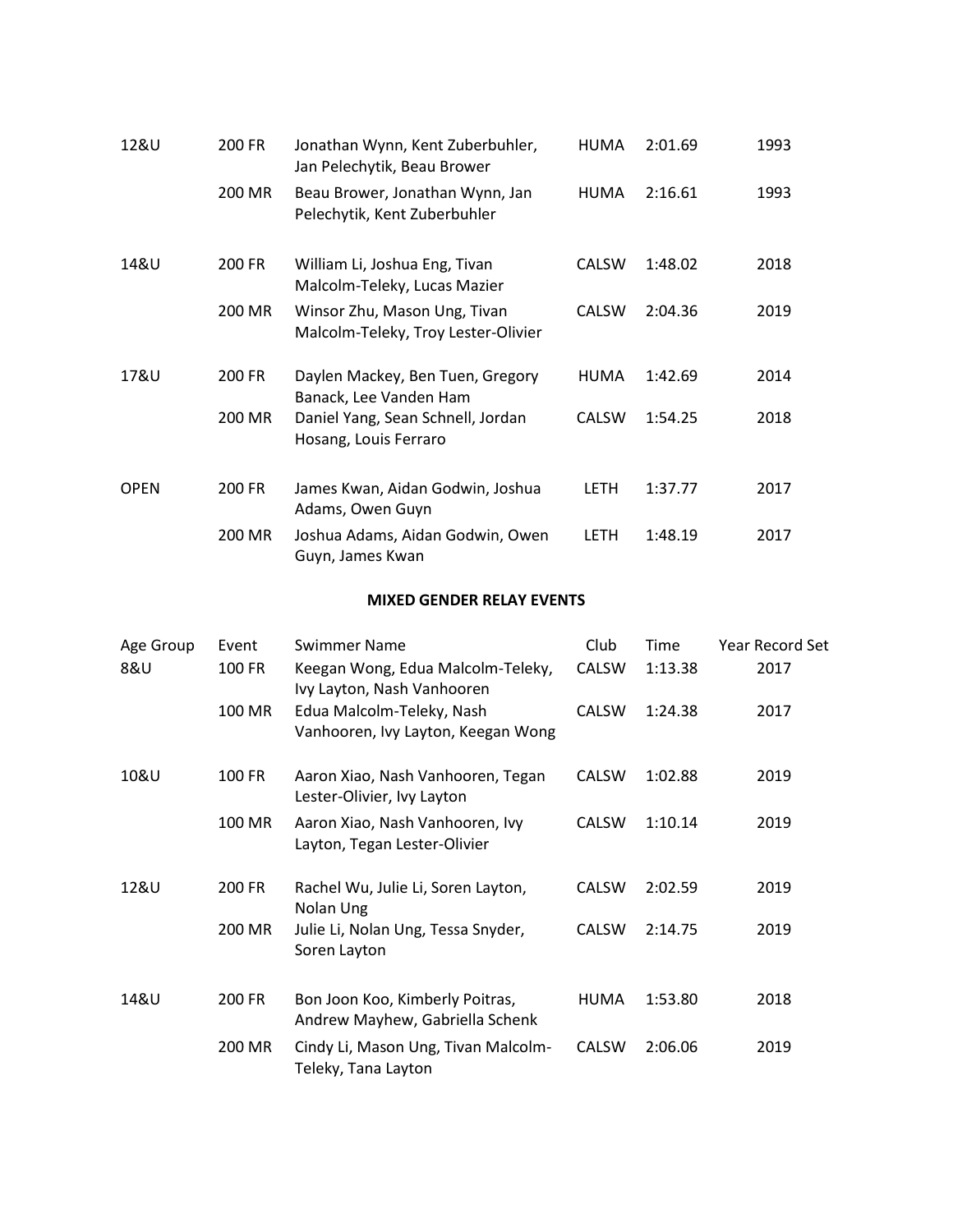| Age Group | Event | Swimmer Name | Club | Time | Year Record Set |
|---|---|---|---|---|---|
| 12&U | 200 FR | Jonathan Wynn, Kent Zuberbuhler, Jan Pelechytik, Beau Brower | HUMA | 2:01.69 | 1993 |
| | 200 MR | Beau Brower, Jonathan Wynn, Jan Pelechytik, Kent Zuberbuhler | HUMA | 2:16.61 | 1993 |
| 14&U | 200 FR | William Li, Joshua Eng, Tivan Malcolm-Teleky, Lucas Mazier | CALSW | 1:48.02 | 2018 |
| | 200 MR | Winsor Zhu, Mason Ung, Tivan Malcolm-Teleky, Troy Lester-Olivier | CALSW | 2:04.36 | 2019 |
| 17&U | 200 FR | Daylen Mackey, Ben Tuen, Gregory Banack, Lee Vanden Ham | HUMA | 1:42.69 | 2014 |
| | 200 MR | Daniel Yang, Sean Schnell, Jordan Hosang, Louis Ferraro | CALSW | 1:54.25 | 2018 |
| OPEN | 200 FR | James Kwan, Aidan Godwin, Joshua Adams, Owen Guyn | LETH | 1:37.77 | 2017 |
| | 200 MR | Joshua Adams, Aidan Godwin, Owen Guyn, James Kwan | LETH | 1:48.19 | 2017 |

**MIXED GENDER RELAY EVENTS**

| Age Group | Event | Swimmer Name | Club | Time | Year Record Set |
|---|---|---|---|---|---|
| 8&U | 100 FR | Keegan Wong, Edua Malcolm-Teleky, Ivy Layton, Nash Vanhooren | CALSW | 1:13.38 | 2017 |
| | 100 MR | Edua Malcolm-Teleky, Nash Vanhooren, Ivy Layton, Keegan Wong | CALSW | 1:24.38 | 2017 |
| 10&U | 100 FR | Aaron Xiao, Nash Vanhooren, Tegan Lester-Olivier, Ivy Layton | CALSW | 1:02.88 | 2019 |
| | 100 MR | Aaron Xiao, Nash Vanhooren, Ivy Layton, Tegan Lester-Olivier | CALSW | 1:10.14 | 2019 |
| 12&U | 200 FR | Rachel Wu, Julie Li, Soren Layton, Nolan Ung | CALSW | 2:02.59 | 2019 |
| | 200 MR | Julie Li, Nolan Ung, Tessa Snyder, Soren Layton | CALSW | 2:14.75 | 2019 |
| 14&U | 200 FR | Bon Joon Koo, Kimberly Poitras, Andrew Mayhew, Gabriella Schenk | HUMA | 1:53.80 | 2018 |
| | 200 MR | Cindy Li, Mason Ung, Tivan Malcolm-Teleky, Tana Layton | CALSW | 2:06.06 | 2019 |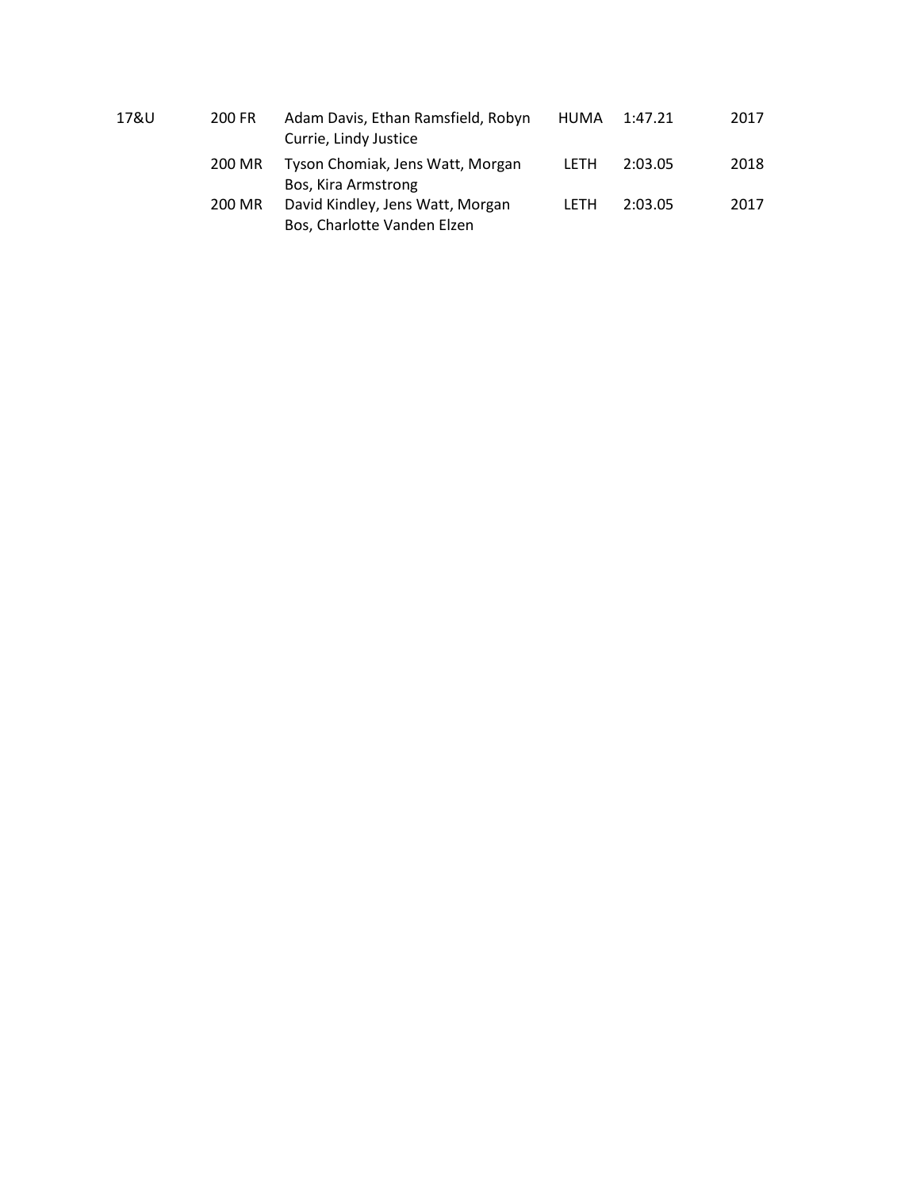| | | | | | |
|---|---|---|---|---|---|
| 17&U | 200 FR | Adam Davis, Ethan Ramsfield, Robyn Currie, Lindy Justice | HUMA | 1:47.21 | 2017 |
| | 200 MR | Tyson Chomiak, Jens Watt, Morgan Bos, Kira Armstrong | LETH | 2:03.05 | 2018 |
| | 200 MR | David Kindley, Jens Watt, Morgan Bos, Charlotte Vanden Elzen | LETH | 2:03.05 | 2017 |